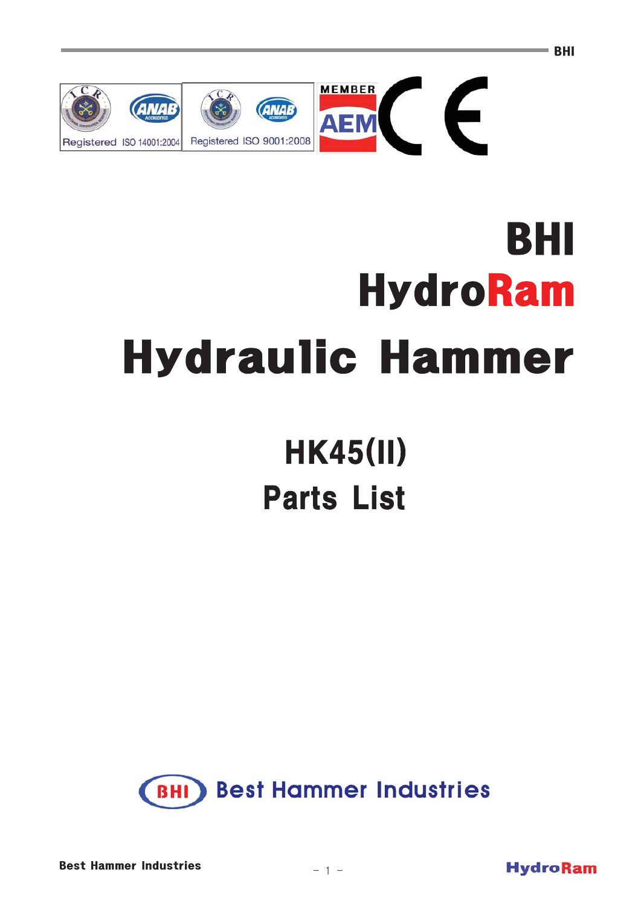Registered ISO 14001:2004

Registered ISO 9001:2008

MEMBER AEM

# BHI

# HydroRam

# Hydraulic Hammer

## HK45(II)

## Parts List

Best Hammer Industries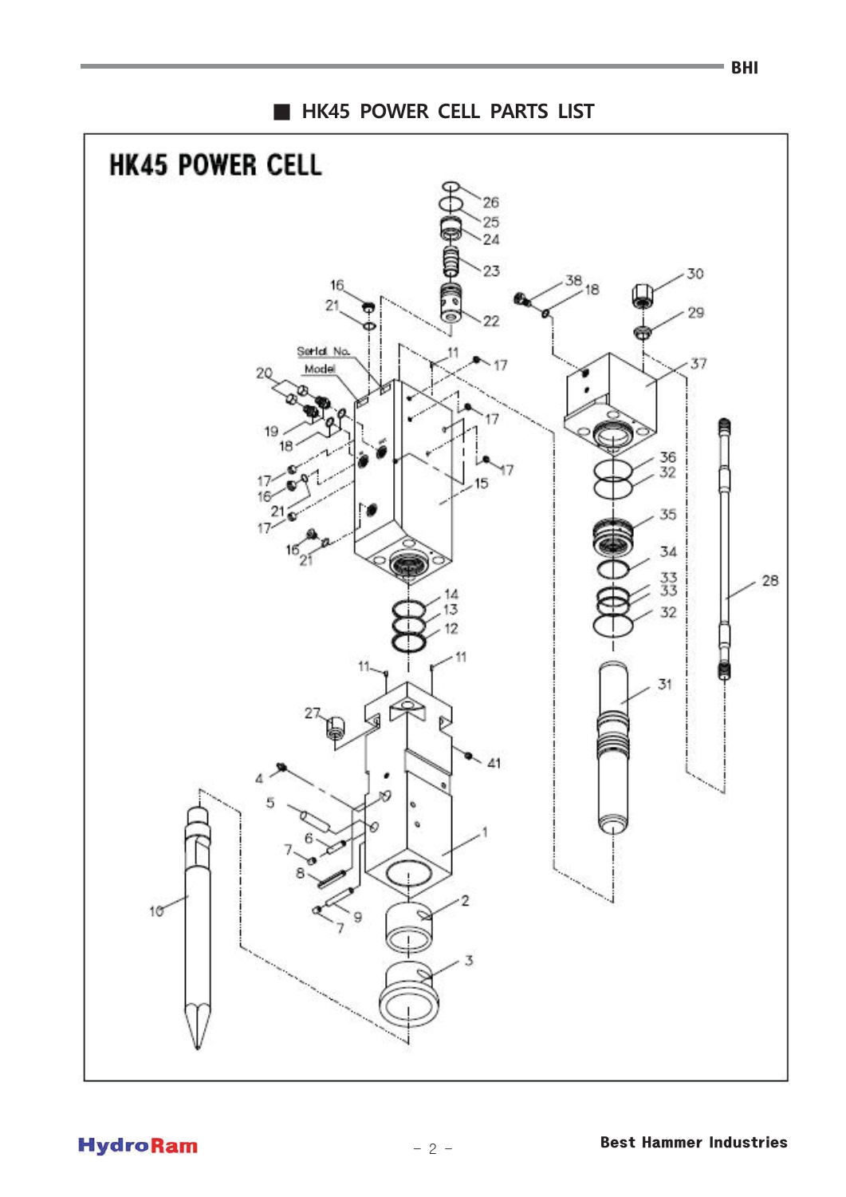## ■ HK45 POWER CELL PARTS LIST

HK45 POWER CELL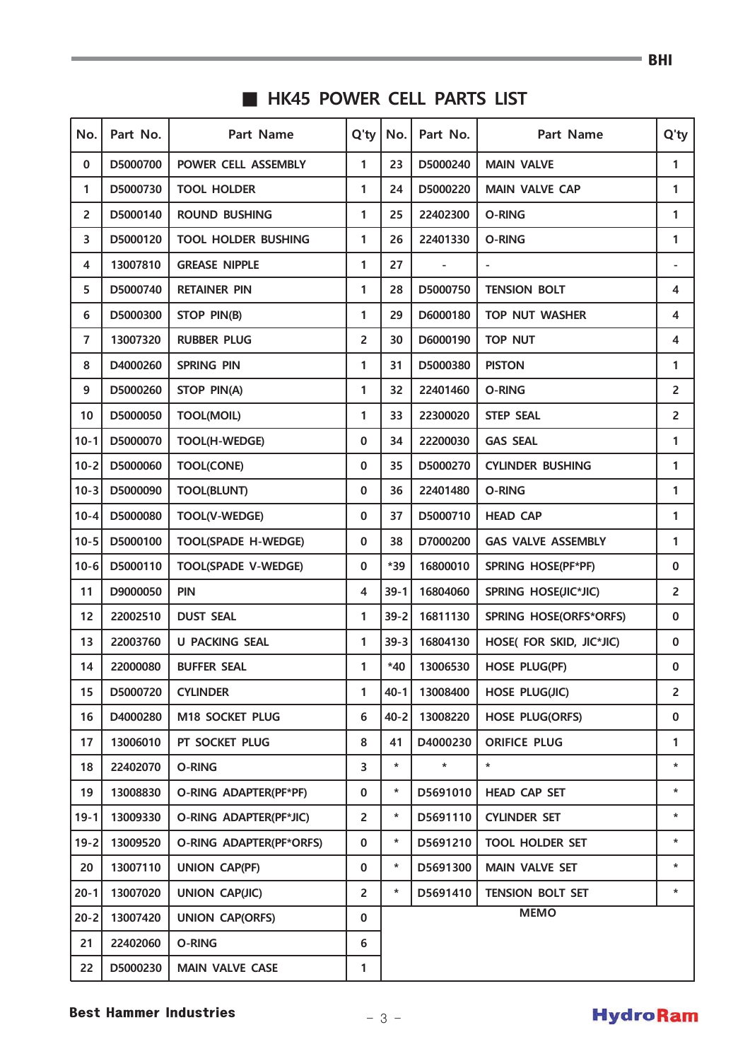## ■ HK45 POWER CELL PARTS LIST

| No. | Part No. | Part Name | Q'ty | No. | Part No. | Part Name | Q'ty |
|---|---|---|---|---|---|---|---|
| 0 | D5000700 | POWER CELL ASSEMBLY | 1 | 23 | D5000240 | MAIN VALVE | 1 |
| 1 | D5000730 | TOOL HOLDER | 1 | 24 | D5000220 | MAIN VALVE CAP | 1 |
| 2 | D5000140 | ROUND BUSHING | 1 | 25 | 22402300 | O-RING | 1 |
| 3 | D5000120 | TOOL HOLDER BUSHING | 1 | 26 | 22401330 | O-RING | 1 |
| 4 | 13007810 | GREASE NIPPLE | 1 | 27 | - | - | - |
| 5 | D5000740 | RETAINER PIN | 1 | 28 | D5000750 | TENSION BOLT | 4 |
| 6 | D5000300 | STOP PIN(B) | 1 | 29 | D6000180 | TOP NUT WASHER | 4 |
| 7 | 13007320 | RUBBER PLUG | 2 | 30 | D6000190 | TOP NUT | 4 |
| 8 | D4000260 | SPRING PIN | 1 | 31 | D5000380 | PISTON | 1 |
| 9 | D5000260 | STOP PIN(A) | 1 | 32 | 22401460 | O-RING | 2 |
| 10 | D5000050 | TOOL(MOIL) | 1 | 33 | 22300020 | STEP SEAL | 2 |
| 10-1 | D5000070 | TOOL(H-WEDGE) | 0 | 34 | 22200030 | GAS SEAL | 1 |
| 10-2 | D5000060 | TOOL(CONE) | 0 | 35 | D5000270 | CYLINDER BUSHING | 1 |
| 10-3 | D5000090 | TOOL(BLUNT) | 0 | 36 | 22401480 | O-RING | 1 |
| 10-4 | D5000080 | TOOL(V-WEDGE) | 0 | 37 | D5000710 | HEAD CAP | 1 |
| 10-5 | D5000100 | TOOL(SPADE H-WEDGE) | 0 | 38 | D7000200 | GAS VALVE ASSEMBLY | 1 |
| 10-6 | D5000110 | TOOL(SPADE V-WEDGE) | 0 | *39 | 16800010 | SPRING HOSE(PF*PF) | 0 |
| 11 | D9000050 | PIN | 4 | 39-1 | 16804060 | SPRING HOSE(JIC*JIC) | 2 |
| 12 | 22002510 | DUST SEAL | 1 | 39-2 | 16811130 | SPRING HOSE(ORFS*ORFS) | 0 |
| 13 | 22003760 | U PACKING SEAL | 1 | 39-3 | 16804130 | HOSE( FOR SKID, JIC*JIC) | 0 |
| 14 | 22000080 | BUFFER SEAL | 1 | *40 | 13006530 | HOSE PLUG(PF) | 0 |
| 15 | D5000720 | CYLINDER | 1 | 40-1 | 13008400 | HOSE PLUG(JIC) | 2 |
| 16 | D4000280 | M18 SOCKET PLUG | 6 | 40-2 | 13008220 | HOSE PLUG(ORFS) | 0 |
| 17 | 13006010 | PT SOCKET PLUG | 8 | 41 | D4000230 | ORIFICE PLUG | 1 |
| 18 | 22402070 | O-RING | 3 | * | * | * | * |
| 19 | 13008830 | O-RING ADAPTER(PF*PF) | 0 | * | D5691010 | HEAD CAP SET | * |
| 19-1 | 13009330 | O-RING ADAPTER(PF*JIC) | 2 | * | D5691110 | CYLINDER SET | * |
| 19-2 | 13009520 | O-RING ADAPTER(PF*ORFS) | 0 | * | D5691210 | TOOL HOLDER SET | * |
| 20 | 13007110 | UNION CAP(PF) | 0 | * | D5691300 | MAIN VALVE SET | * |
| 20-1 | 13007020 | UNION CAP(JIC) | 2 | * | D5691410 | TENSION BOLT SET | * |
| 20-2 | 13007420 | UNION CAP(ORFS) | 0 | MEMO | | | |
| 21 | 22402060 | O-RING | 6 | | | | |
| 22 | D5000230 | MAIN VALVE CASE | 1 | | | | |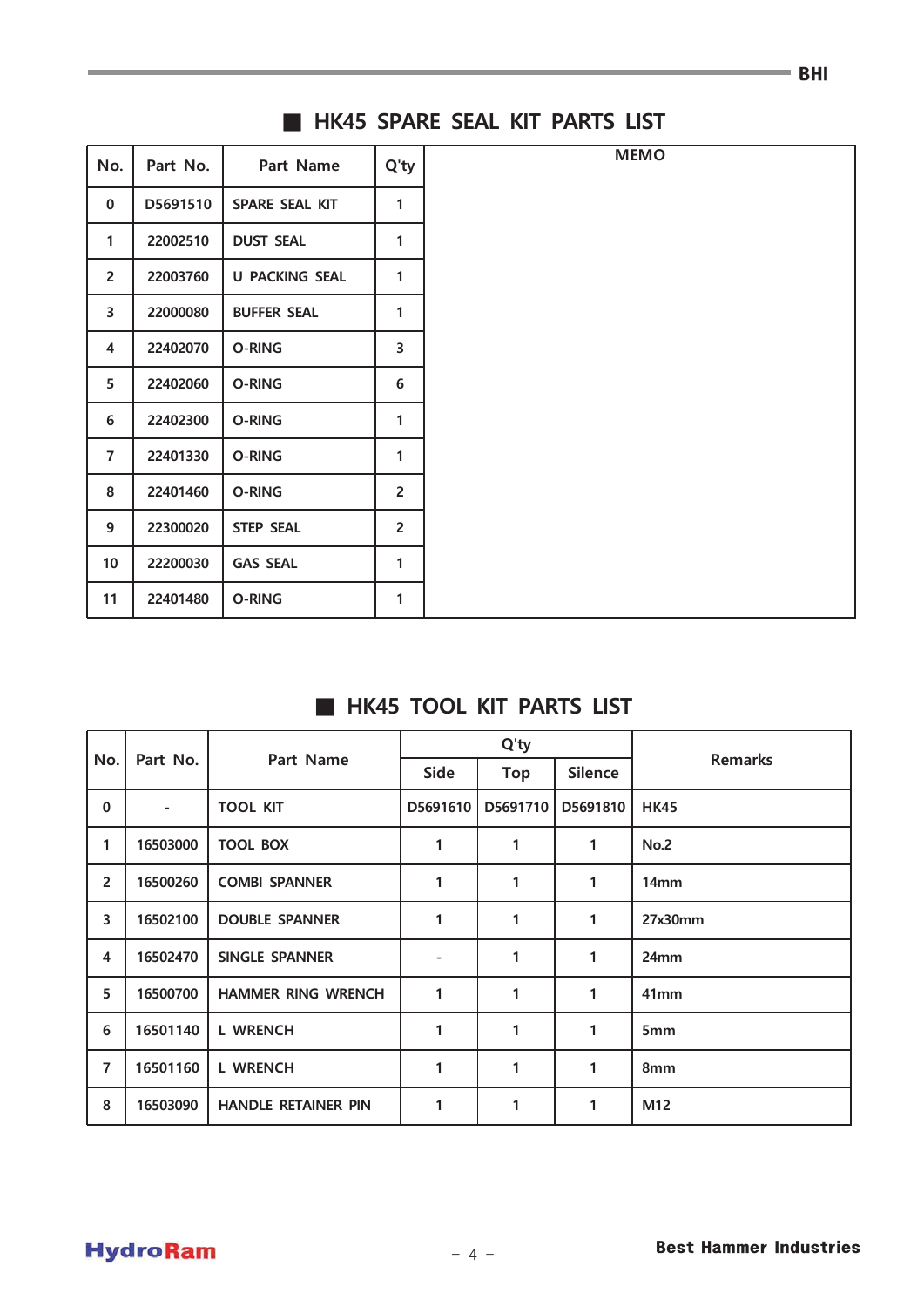## HK45 SPARE SEAL KIT PARTS LIST

| No. | Part No. | Part Name | Q'ty | MEMO |
|---|---|---|---|---|
| 0 | D5691510 | SPARE SEAL KIT | 1 | |
| 1 | 22002510 | DUST SEAL | 1 | |
| 2 | 22003760 | U PACKING SEAL | 1 | |
| 3 | 22000080 | BUFFER SEAL | 1 | |
| 4 | 22402070 | O-RING | 3 | |
| 5 | 22402060 | O-RING | 6 | |
| 6 | 22402300 | O-RING | 1 | |
| 7 | 22401330 | O-RING | 1 | |
| 8 | 22401460 | O-RING | 2 | |
| 9 | 22300020 | STEP SEAL | 2 | |
| 10 | 22200030 | GAS SEAL | 1 | |
| 11 | 22401480 | O-RING | 1 | |

## HK45 TOOL KIT PARTS LIST

| No. | Part No. | Part Name | Q'ty | | | Remarks |
|---|---|---|---|---|---|---|
| | | | Side | Top | Silence | |
| 0 | - | TOOL KIT | D5691610 | D5691710 | D5691810 | HK45 |
| 1 | 16503000 | TOOL BOX | 1 | 1 | 1 | No.2 |
| 2 | 16500260 | COMBI SPANNER | 1 | 1 | 1 | 14mm |
| 3 | 16502100 | DOUBLE SPANNER | 1 | 1 | 1 | 27x30mm |
| 4 | 16502470 | SINGLE SPANNER | - | 1 | 1 | 24mm |
| 5 | 16500700 | HAMMER RING WRENCH | 1 | 1 | 1 | 41mm |
| 6 | 16501140 | L WRENCH | 1 | 1 | 1 | 5mm |
| 7 | 16501160 | L WRENCH | 1 | 1 | 1 | 8mm |
| 8 | 16503090 | HANDLE RETAINER PIN | 1 | 1 | 1 | M12 |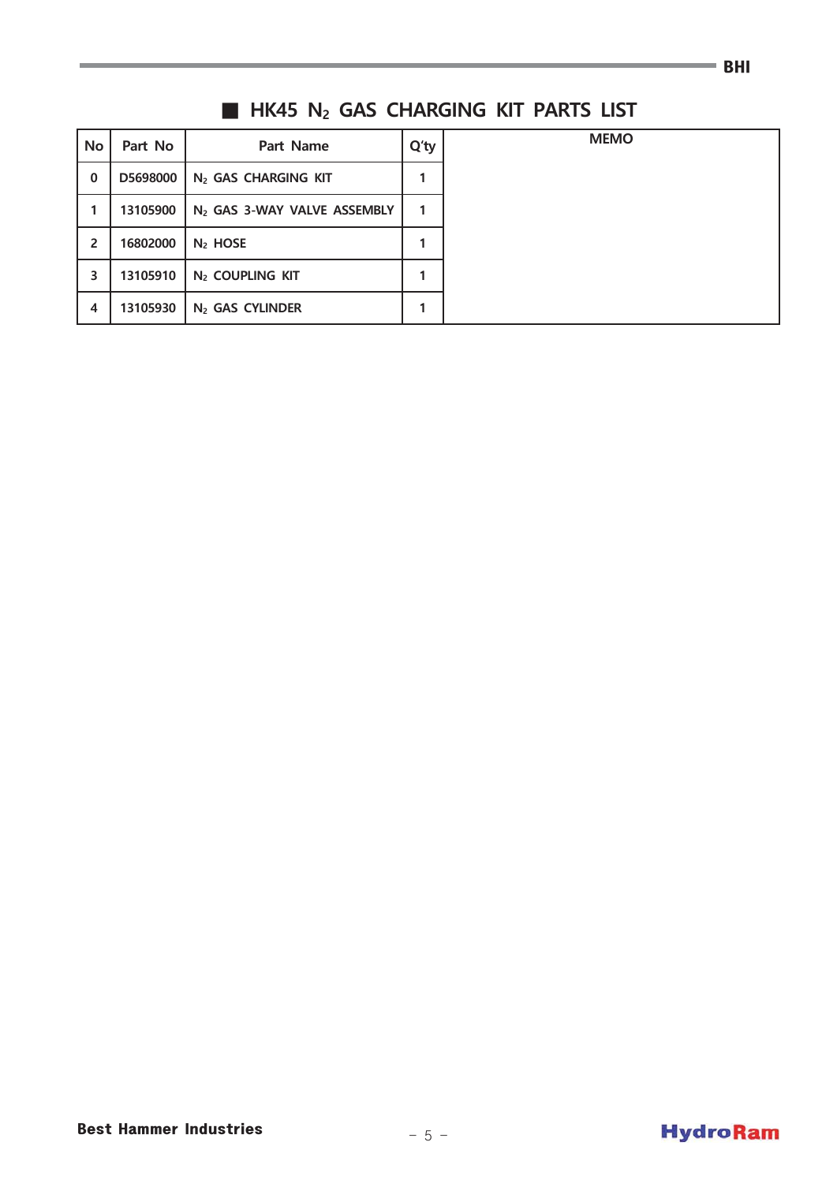## ■ HK45 $N_2$ GAS CHARGING KIT PARTS LIST

| No | Part No | Part Name | Q'ty | MEMO |
|---|---|---|---|---|
| 0 | D5698000 | $N_2$ GAS CHARGING KIT | 1 | |
| 1 | 13105900 | $N_2$ GAS 3-WAY VALVE ASSEMBLY | 1 | |
| 2 | 16802000 | $N_2$ HOSE | 1 | |
| 3 | 13105910 | $N_2$ COUPLING KIT | 1 | |
| 4 | 13105930 | $N_2$ GAS CYLINDER | 1 | |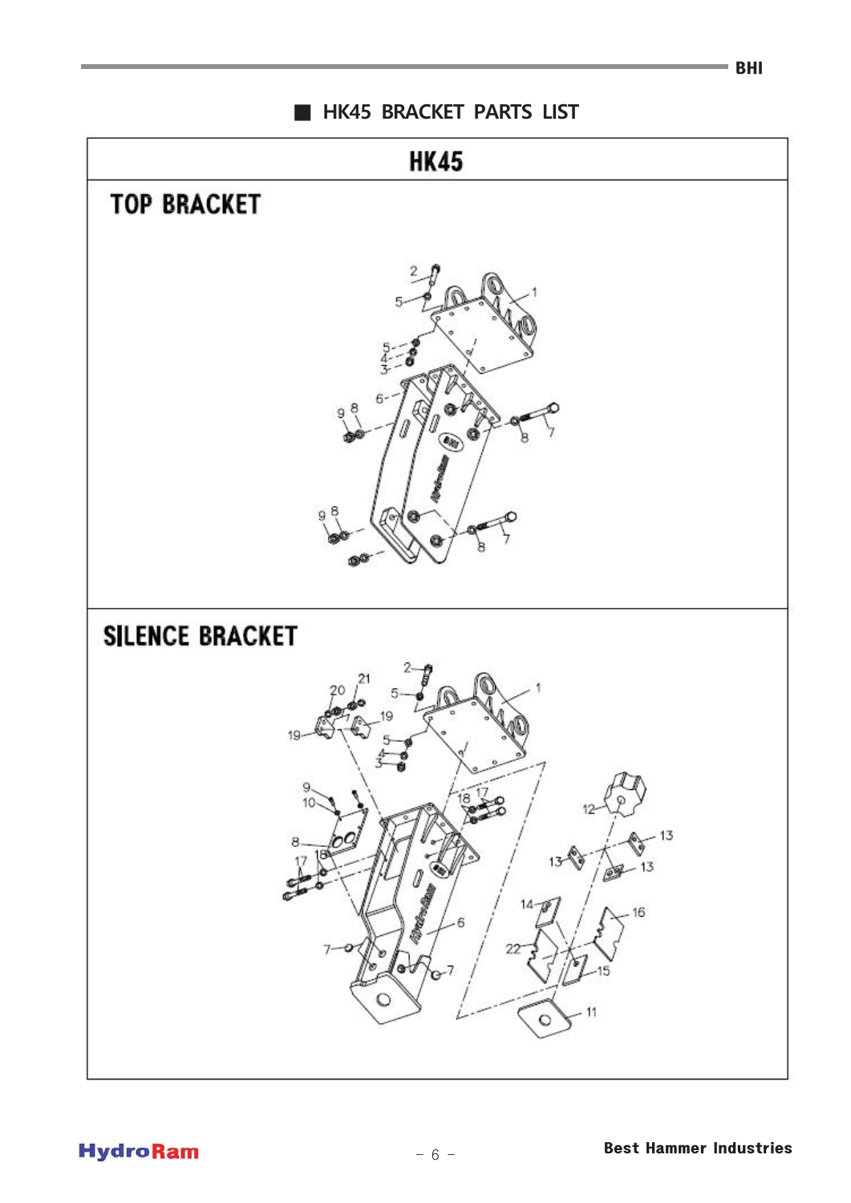## ■ HK45 BRACKET PARTS LIST

### HK45

### TOP BRACKET

### SILENCE BRACKET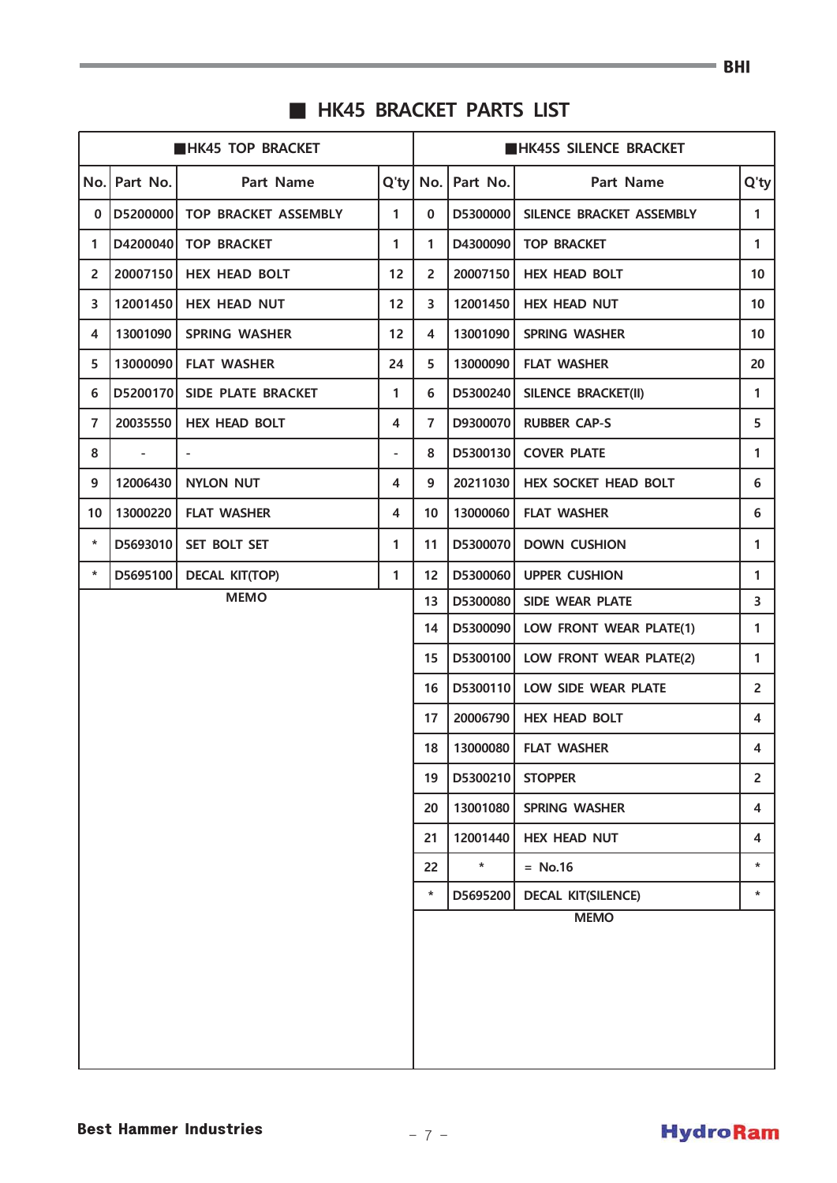# ■ HK45 BRACKET PARTS LIST

| ■HK45 TOP BRACKET | | | | ■HK45S SILENCE BRACKET | | | |
|---|---|---|---|---|---|---|---|
| No. | Part No. | Part Name | Q'ty | No. | Part No. | Part Name | Q'ty |
| 0 | D5200000 | TOP BRACKET ASSEMBLY | 1 | 0 | D5300000 | SILENCE BRACKET ASSEMBLY | 1 |
| 1 | D4200040 | TOP BRACKET | 1 | 1 | D4300090 | TOP BRACKET | 1 |
| 2 | 20007150 | HEX HEAD BOLT | 12 | 2 | 20007150 | HEX HEAD BOLT | 10 |
| 3 | 12001450 | HEX HEAD NUT | 12 | 3 | 12001450 | HEX HEAD NUT | 10 |
| 4 | 13001090 | SPRING WASHER | 12 | 4 | 13001090 | SPRING WASHER | 10 |
| 5 | 13000090 | FLAT WASHER | 24 | 5 | 13000090 | FLAT WASHER | 20 |
| 6 | D5200170 | SIDE PLATE BRACKET | 1 | 6 | D5300240 | SILENCE BRACKET(II) | 1 |
| 7 | 20035550 | HEX HEAD BOLT | 4 | 7 | D9300070 | RUBBER CAP-S | 5 |
| 8 | - | - | - | 8 | D5300130 | COVER PLATE | 1 |
| 9 | 12006430 | NYLON NUT | 4 | 9 | 20211030 | HEX SOCKET HEAD BOLT | 6 |
| 10 | 13000220 | FLAT WASHER | 4 | 10 | 13000060 | FLAT WASHER | 6 |
| * | D5693010 | SET BOLT SET | 1 | 11 | D5300070 | DOWN CUSHION | 1 |
| * | D5695100 | DECAL KIT(TOP) | 1 | 12 | D5300060 | UPPER CUSHION | 1 |
| MEMO | | | | 13 | D5300080 | SIDE WEAR PLATE | 3 |
| | | | | 14 | D5300090 | LOW FRONT WEAR PLATE(1) | 1 |
| | | | | 15 | D5300100 | LOW FRONT WEAR PLATE(2) | 1 |
| | | | | 16 | D5300110 | LOW SIDE WEAR PLATE | 2 |
| | | | | 17 | 20006790 | HEX HEAD BOLT | 4 |
| | | | | 18 | 13000080 | FLAT WASHER | 4 |
| | | | | 19 | D5300210 | STOPPER | 2 |
| | | | | 20 | 13001080 | SPRING WASHER | 4 |
| | | | | 21 | 12001440 | HEX HEAD NUT | 4 |
| | | | | 22 | * | = No.16 | * |
| | | | | * | D5695200 | DECAL KIT(SILENCE) | * |
| | | | | MEMO | | | |

**Best Hammer Industries**

**HydroRam**